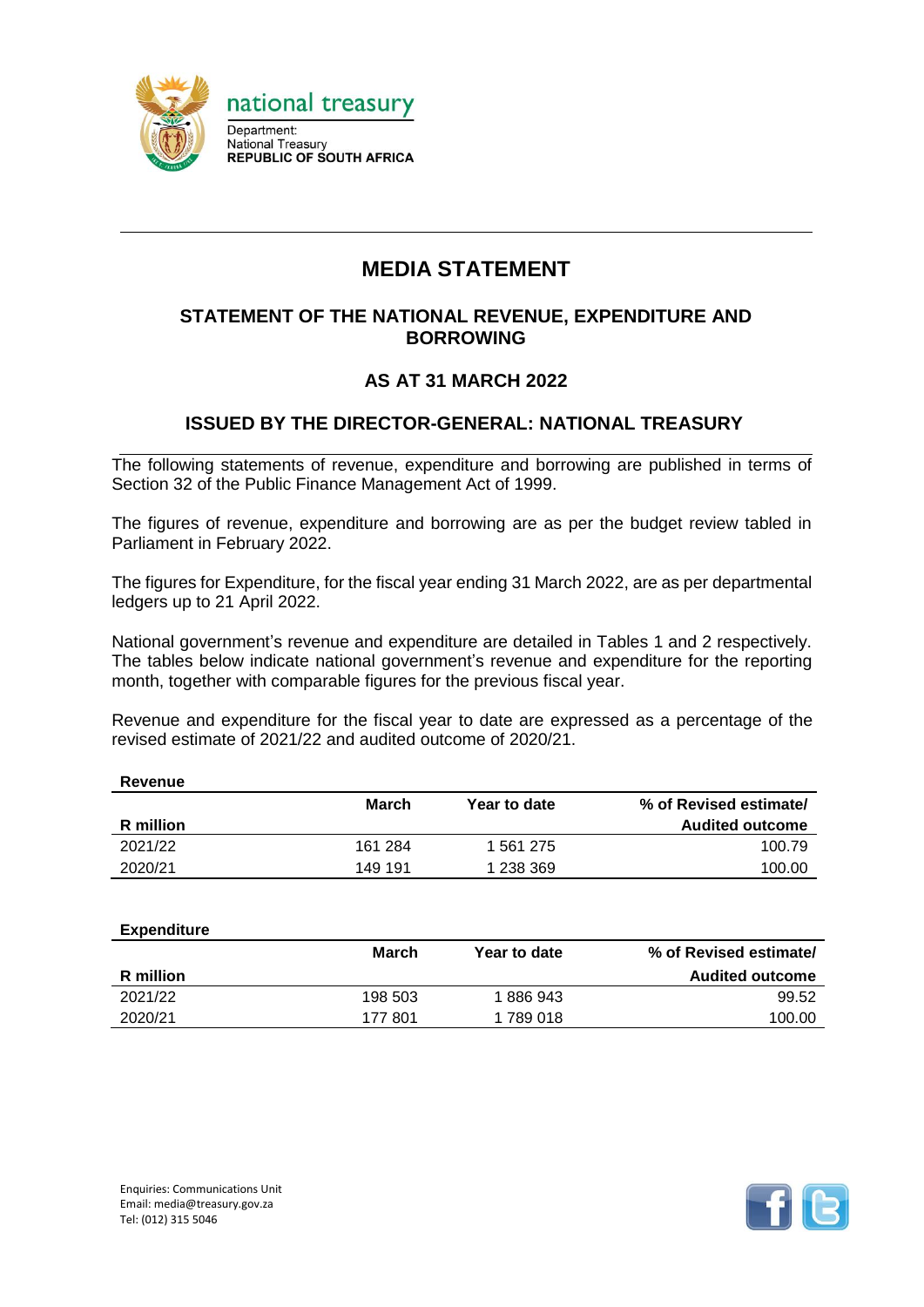national treasury

Department:
National Treasury
**REPUBLIC OF SOUTH AFRICA**

# MEDIA STATEMENT

## STATEMENT OF THE NATIONAL REVENUE, EXPENDITURE AND BORROWING

## AS AT 31 MARCH 2022

## ISSUED BY THE DIRECTOR-GENERAL: NATIONAL TREASURY

The following statements of revenue, expenditure and borrowing are published in terms of Section 32 of the Public Finance Management Act of 1999.

The figures of revenue, expenditure and borrowing are as per the budget review tabled in Parliament in February 2022.

The figures for Expenditure, for the fiscal year ending 31 March 2022, are as per departmental ledgers up to 21 April 2022.

National government's revenue and expenditure are detailed in Tables 1 and 2 respectively. The tables below indicate national government's revenue and expenditure for the reporting month, together with comparable figures for the previous fiscal year.

Revenue and expenditure for the fiscal year to date are expressed as a percentage of the revised estimate of 2021/22 and audited outcome of 2020/21.

**Revenue**

| R million | March | Year to date | % of Revised estimate/ Audited outcome |
|---|---|---|---|
| 2021/22 | 161 284 | 1 561 275 | 100.79 |
| 2020/21 | 149 191 | 1 238 369 | 100.00 |

**Expenditure**

| R million | March | Year to date | % of Revised estimate/ Audited outcome |
|---|---|---|---|
| 2021/22 | 198 503 | 1 886 943 | 99.52 |
| 2020/21 | 177 801 | 1 789 018 | 100.00 |

Enquiries: Communications Unit
Email: media@treasury.gov.za
Tel: (012) 315 5046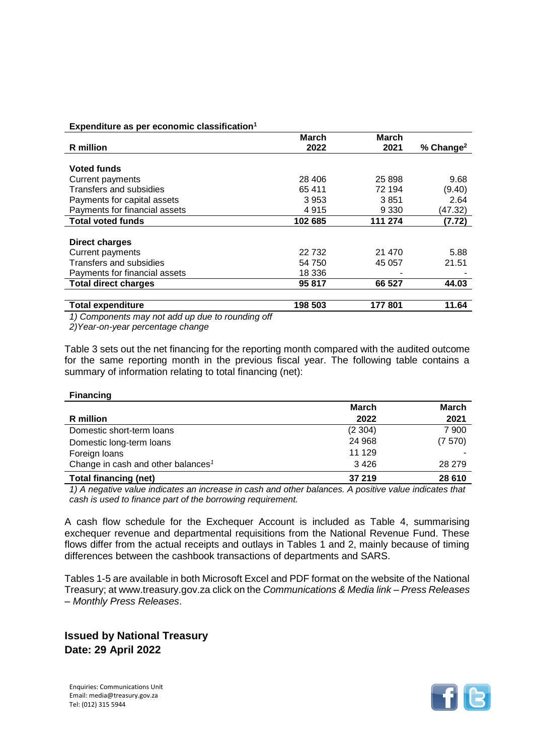**Expenditure as per economic classification[1]**

| R million | March 2022 | March 2021 | % Change[2] |
|---|---|---|---|
| **Voted funds** | | | |
| Current payments | 28 406 | 25 898 | 9.68 |
| Transfers and subsidies | 65 411 | 72 194 | (9.40) |
| Payments for capital assets | 3 953 | 3 851 | 2.64 |
| Payments for financial assets | 4 915 | 9 330 | (47.32) |
| **Total voted funds** | **102 685** | **111 274** | **(7.72)** |
| **Direct charges** | | | |
| Current payments | 22 732 | 21 470 | 5.88 |
| Transfers and subsidies | 54 750 | 45 057 | 21.51 |
| Payments for financial assets | 18 336 | - | - |
| **Total direct charges** | **95 817** | **66 527** | **44.03** |
| **Total expenditure** | **198 503** | **177 801** | **11.64** |

*1) Components may not add up due to rounding off*

*2)Year-on-year percentage change*

Table 3 sets out the net financing for the reporting month compared with the audited outcome for the same reporting month in the previous fiscal year. The following table contains a summary of information relating to total financing (net):

**Financing**

| R million | March 2022 | March 2021 |
|---|---|---|
| Domestic short-term loans | (2 304) | 7 900 |
| Domestic long-term loans | 24 968 | (7 570) |
| Foreign loans | 11 129 | - |
| Change in cash and other balances[1] | 3 426 | 28 279 |
| **Total financing (net)** | **37 219** | **28 610** |

*1) A negative value indicates an increase in cash and other balances. A positive value indicates that cash is used to finance part of the borrowing requirement.*

A cash flow schedule for the Exchequer Account is included as Table 4, summarising exchequer revenue and departmental requisitions from the National Revenue Fund. These flows differ from the actual receipts and outlays in Tables 1 and 2, mainly because of timing differences between the cashbook transactions of departments and SARS.

Tables 1-5 are available in both Microsoft Excel and PDF format on the website of the National Treasury; at www.treasury.gov.za click on the *Communications & Media link – Press Releases – Monthly Press Releases*.

**Issued by National Treasury**
**Date: 29 April 2022**

Enquiries: Communications Unit
Email: media@treasury.gov.za
Tel: (012) 315 5944